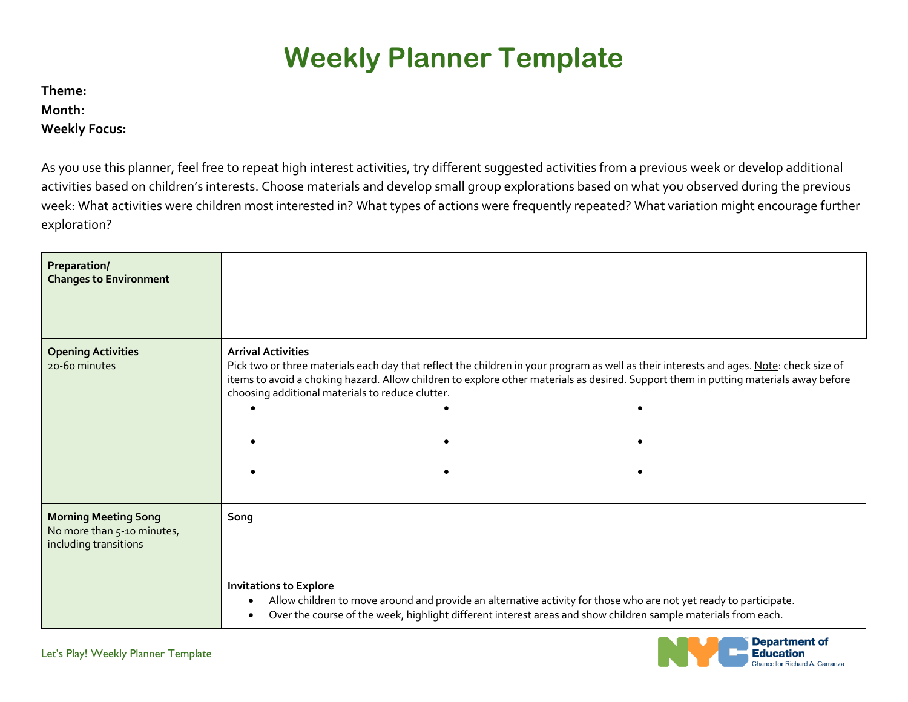# Weekly Planner Template

**Theme:**
**Month:**
**Weekly Focus:**

As you use this planner, feel free to repeat high interest activities, try different suggested activities from a previous week or develop additional activities based on children's interests. Choose materials and develop small group explorations based on what you observed during the previous week: What activities were children most interested in? What types of actions were frequently repeated? What variation might encourage further exploration?

| | |
|---|---|
| **Preparation/ Changes to Environment** | |
| **Opening Activities** 20-60 minutes | **Arrival Activities** Pick two or three materials each day that reflect the children in your program as well as their interests and ages. <u>Note</u>: check size of items to avoid a choking hazard. Allow children to explore other materials as desired. Support them in putting materials away before choosing additional materials to reduce clutter. <br>• <br>• <br>• <br>• <br>• <br>• <br>• <br>• <br>• |
| **Morning Meeting Song** No more than 5-10 minutes, including transitions | **Song** <br><br> **Invitations to Explore** <br>• Allow children to move around and provide an alternative activity for those who are not yet ready to participate. <br>• Over the course of the week, highlight different interest areas and show children sample materials from each. |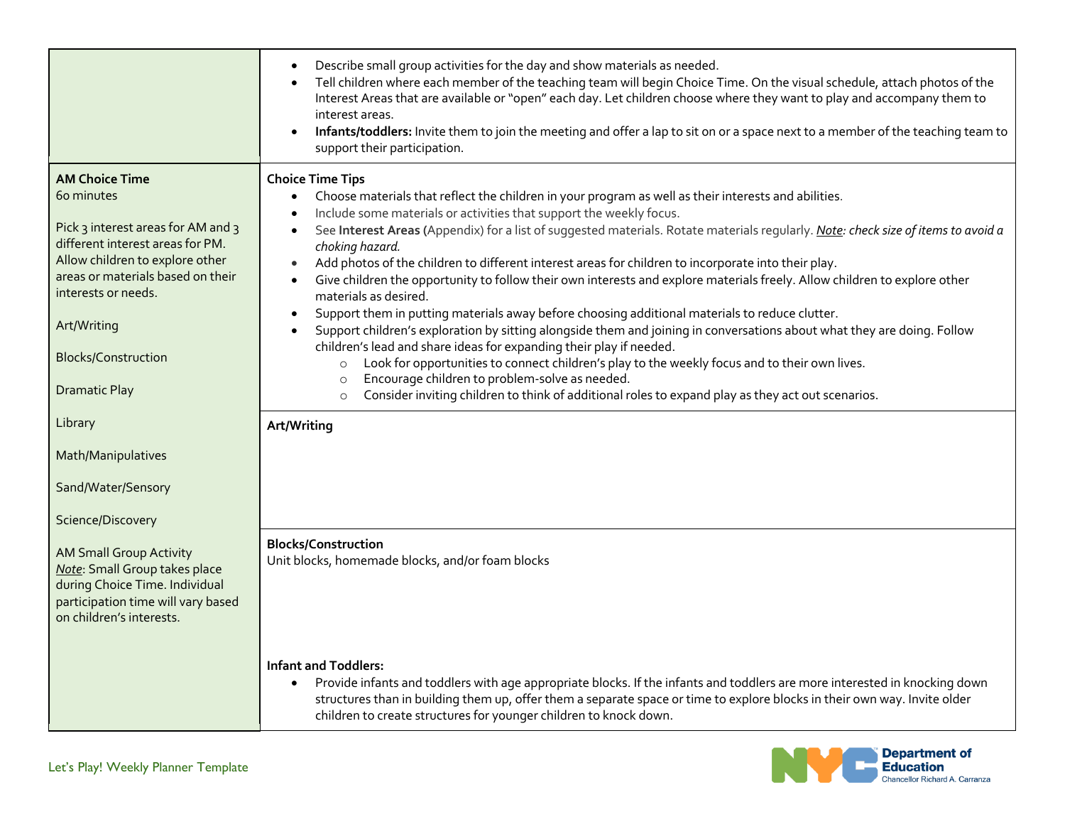| | |
|---|---|
| | • Describe small group activities for the day and show materials as needed.<br>• Tell children where each member of the teaching team will begin Choice Time. On the visual schedule, attach photos of the Interest Areas that are available or "open" each day. Let children choose where they want to play and accompany them to interest areas.<br>• **Infants/toddlers:** Invite them to join the meeting and offer a lap to sit on or a space next to a member of the teaching team to support their participation. |
| **AM Choice Time**<br>60 minutes<br><br>Pick 3 interest areas for AM and 3 different interest areas for PM. Allow children to explore other areas or materials based on their interests or needs.<br><br>Art/Writing<br><br>Blocks/Construction<br><br>Dramatic Play<br><br>Library<br><br>Math/Manipulatives<br><br>Sand/Water/Sensory<br><br>Science/Discovery<br><br>AM Small Group Activity<br>*Note*: Small Group takes place during Choice Time. Individual participation time will vary based on children's interests. | **Choice Time Tips**<br>• Choose materials that reflect the children in your program as well as their interests and abilities.<br>• Include some materials or activities that support the weekly focus.<br>• See **Interest Areas (**Appendix) for a list of suggested materials. Rotate materials regularly. ***Note**: check size of items to avoid a choking hazard.*<br>• Add photos of the children to different interest areas for children to incorporate into their play.<br>• Give children the opportunity to follow their own interests and explore materials freely. Allow children to explore other materials as desired.<br>• Support them in putting materials away before choosing additional materials to reduce clutter.<br>• Support children's exploration by sitting alongside them and joining in conversations about what they are doing. Follow children's lead and share ideas for expanding their play if needed.<br>&nbsp;&nbsp;&nbsp;&nbsp;○ Look for opportunities to connect children's play to the weekly focus and to their own lives.<br>&nbsp;&nbsp;&nbsp;&nbsp;○ Encourage children to problem-solve as needed.<br>&nbsp;&nbsp;&nbsp;&nbsp;○ Consider inviting children to think of additional roles to expand play as they act out scenarios.<br><br>**Art/Writing**<br><br>**Blocks/Construction**<br>Unit blocks, homemade blocks, and/or foam blocks<br><br>**Infant and Toddlers:**<br>• Provide infants and toddlers with age appropriate blocks. If the infants and toddlers are more interested in knocking down structures than in building them up, offer them a separate space or time to explore blocks in their own way. Invite older children to create structures for younger children to knock down. |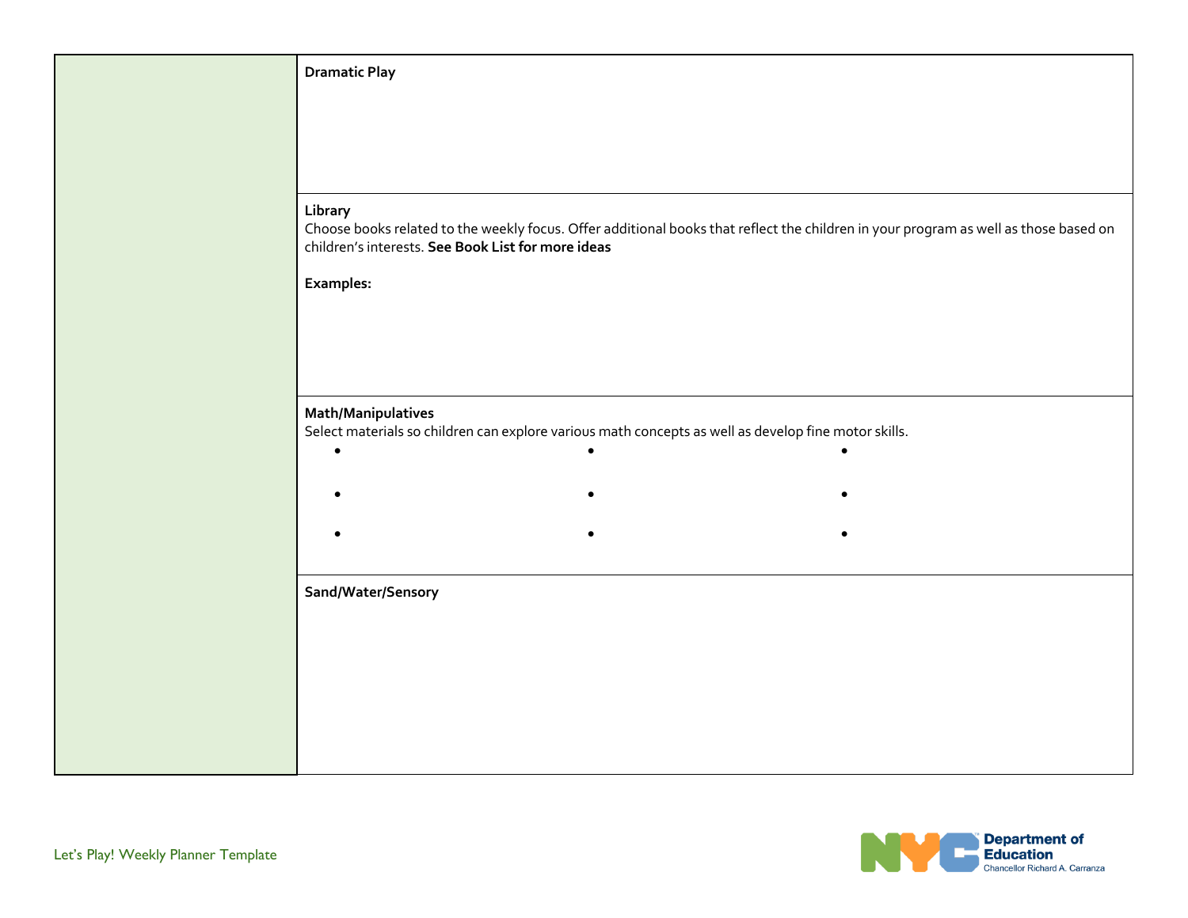| | |
|---|---|
| | **Dramatic Play** |
| | **Library**<br>Choose books related to the weekly focus. Offer additional books that reflect the children in your program as well as those based on children's interests. **See Book List for more ideas**<br><br>**Examples:** |
| | **Math/Manipulatives**<br>Select materials so children can explore various math concepts as well as develop fine motor skills. |
| | **Sand/Water/Sensory** |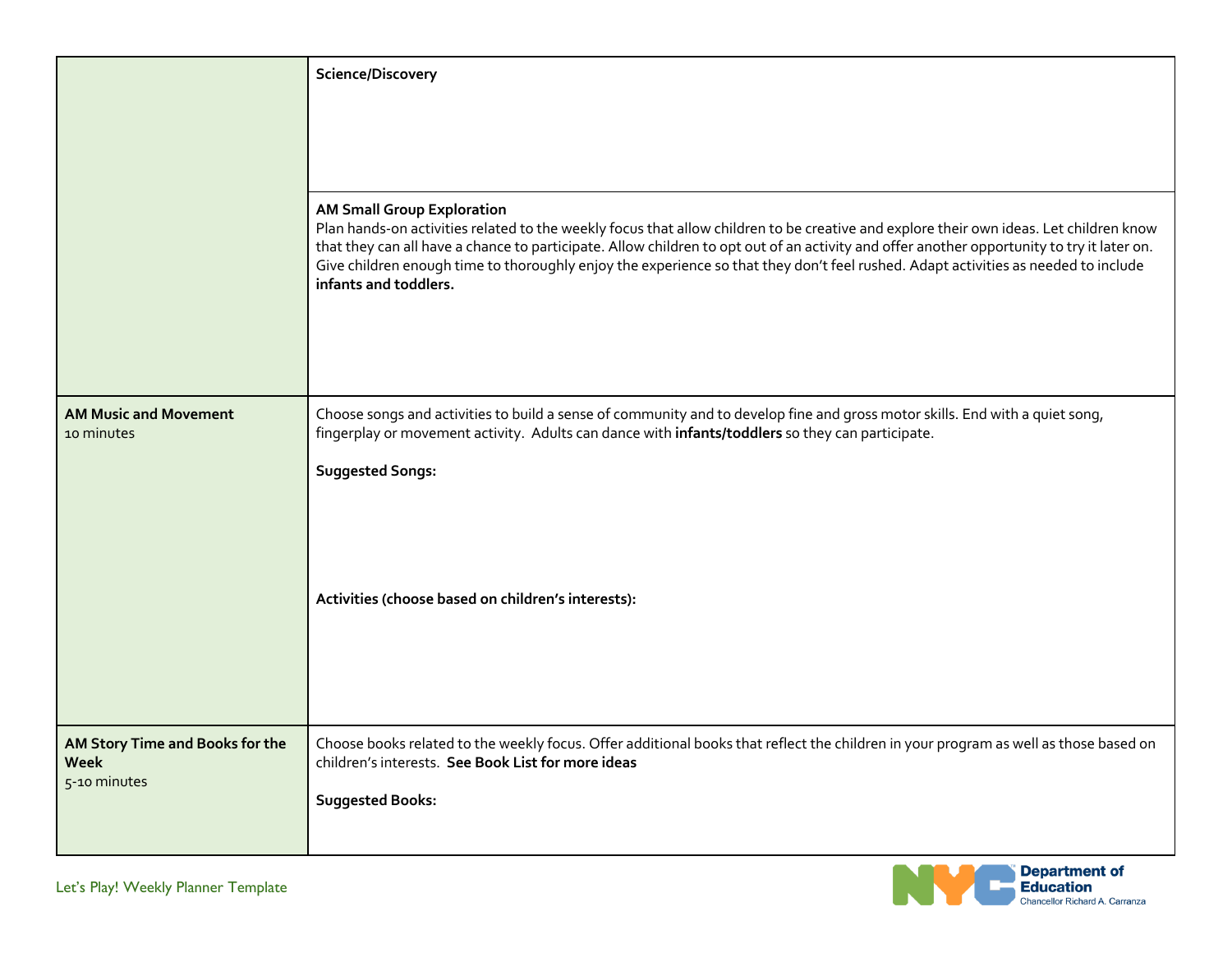| | |
|---|---|
| | **Science/Discovery** |
| | **AM Small Group Exploration**<br>Plan hands-on activities related to the weekly focus that allow children to be creative and explore their own ideas. Let children know that they can all have a chance to participate. Allow children to opt out of an activity and offer another opportunity to try it later on. Give children enough time to thoroughly enjoy the experience so that they don't feel rushed. Adapt activities as needed to include **infants and toddlers.** |
| **AM Music and Movement**<br>10 minutes | Choose songs and activities to build a sense of community and to develop fine and gross motor skills. End with a quiet song, fingerplay or movement activity. Adults can dance with **infants/toddlers** so they can participate.<br><br>**Suggested Songs:**<br><br>**Activities (choose based on children's interests):** |
| **AM Story Time and Books for the Week**<br>5-10 minutes | Choose books related to the weekly focus. Offer additional books that reflect the children in your program as well as those based on children's interests. **See Book List for more ideas**<br><br>**Suggested Books:** |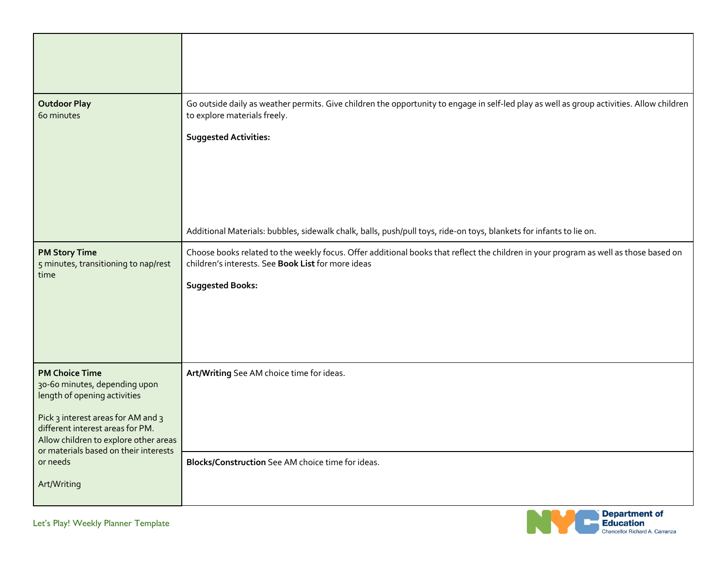| | |
|---|---|
| | |
| **Outdoor Play**<br>60 minutes | Go outside daily as weather permits. Give children the opportunity to engage in self-led play as well as group activities. Allow children to explore materials freely.<br><br>**Suggested Activities:**<br><br>Additional Materials: bubbles, sidewalk chalk, balls, push/pull toys, ride-on toys, blankets for infants to lie on. |
| **PM Story Time**<br>5 minutes, transitioning to nap/rest time | Choose books related to the weekly focus. Offer additional books that reflect the children in your program as well as those based on children's interests. See **Book List** for more ideas<br><br>**Suggested Books:** |
| **PM Choice Time**<br>30-60 minutes, depending upon length of opening activities<br><br>Pick 3 interest areas for AM and 3 different interest areas for PM. Allow children to explore other areas or materials based on their interests or needs<br><br>Art/Writing | **Art/Writing** See AM choice time for ideas. |
| | **Blocks/Construction** See AM choice time for ideas. |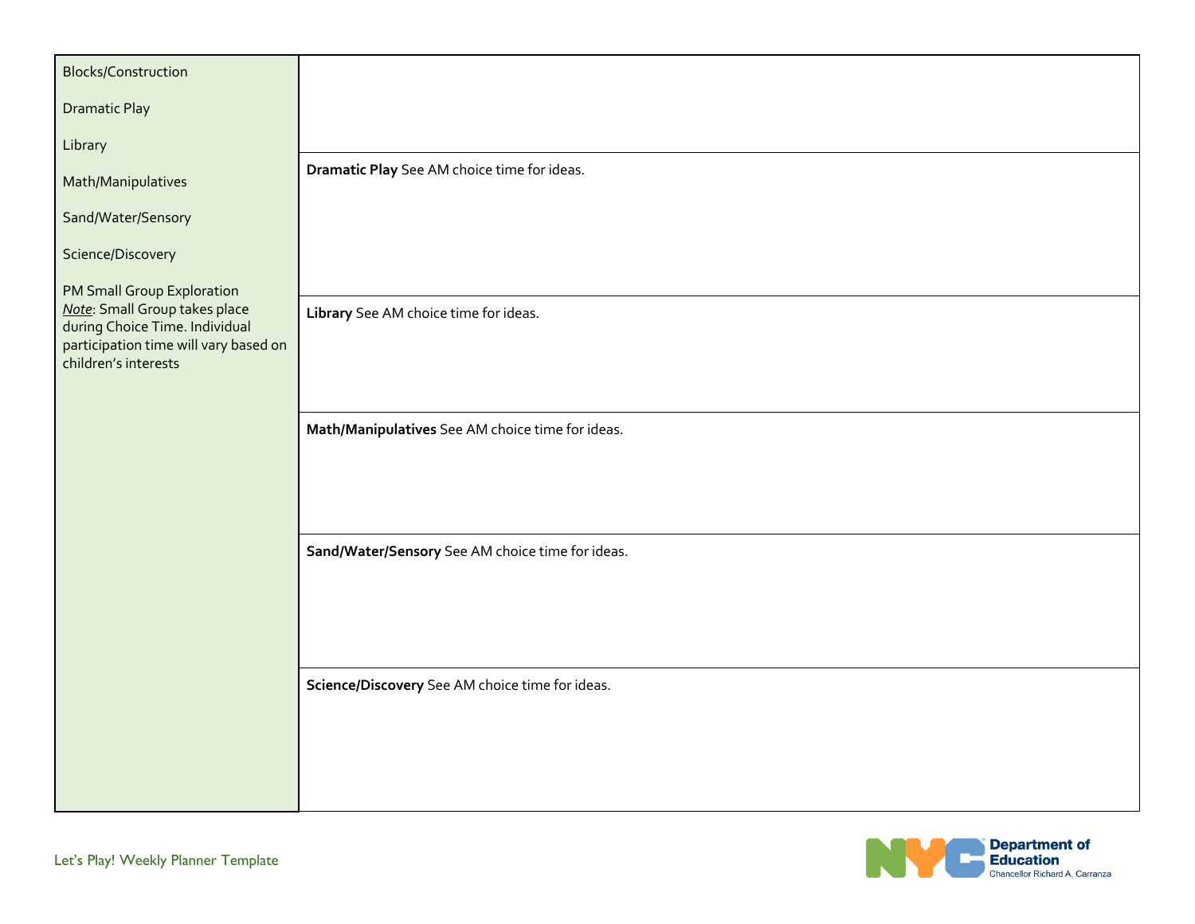| Blocks/Construction<br><br>Dramatic Play<br><br>Library<br><br>Math/Manipulatives<br><br>Sand/Water/Sensory<br><br>Science/Discovery<br><br>PM Small Group Exploration<br>*Note*: Small Group takes place during Choice Time. Individual participation time will vary based on children's interests | |
|---|---|
| | **Dramatic Play** See AM choice time for ideas. |
| | **Library** See AM choice time for ideas. |
| | **Math/Manipulatives** See AM choice time for ideas. |
| | **Sand/Water/Sensory** See AM choice time for ideas. |
| | **Science/Discovery** See AM choice time for ideas. |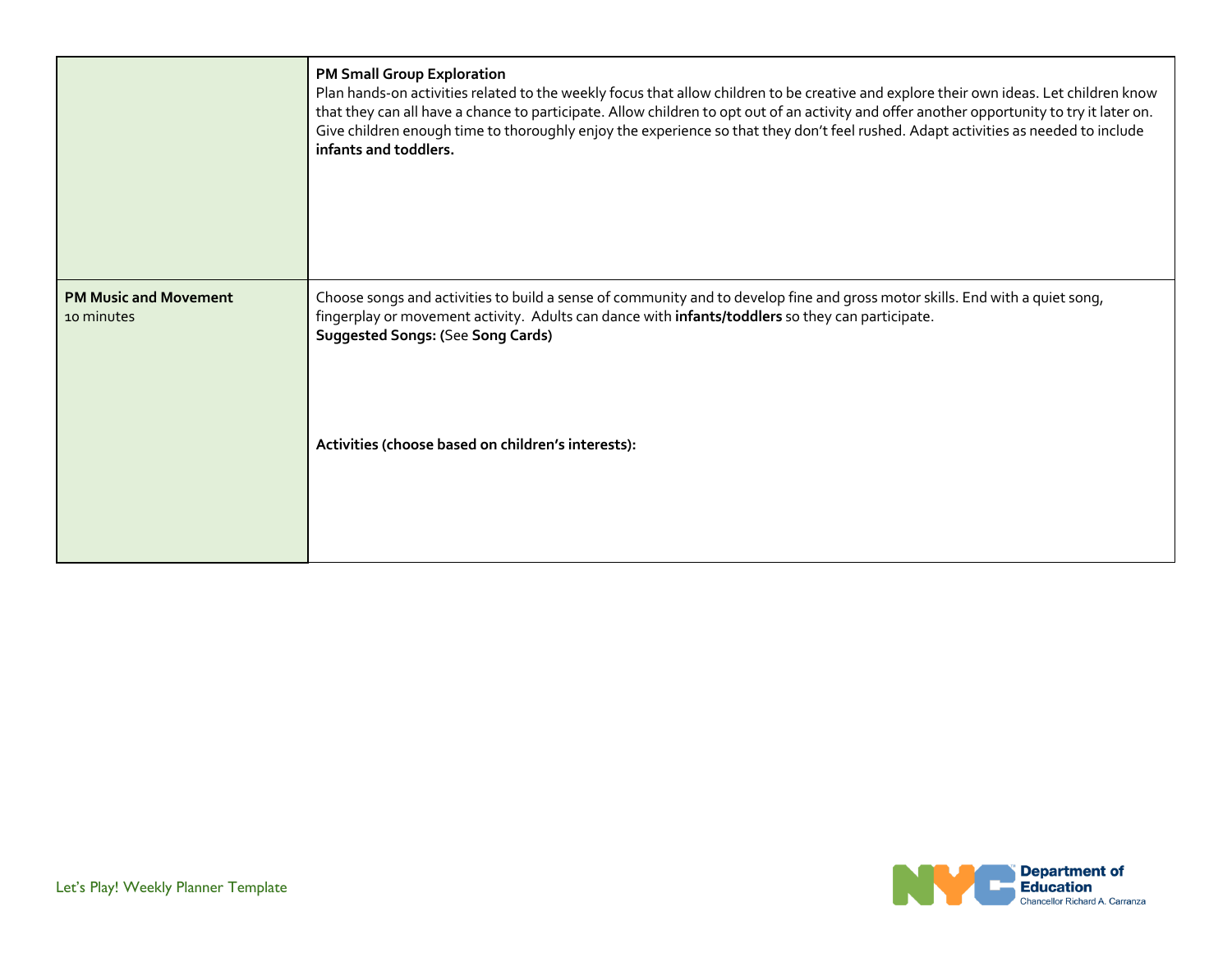| | |
|---|---|
| | **PM Small Group Exploration**<br>Plan hands-on activities related to the weekly focus that allow children to be creative and explore their own ideas. Let children know that they can all have a chance to participate. Allow children to opt out of an activity and offer another opportunity to try it later on. Give children enough time to thoroughly enjoy the experience so that they don't feel rushed. Adapt activities as needed to include **infants and toddlers.** |
| **PM Music and Movement**<br>10 minutes | Choose songs and activities to build a sense of community and to develop fine and gross motor skills. End with a quiet song, fingerplay or movement activity. Adults can dance with **infants/toddlers** so they can participate.<br>**Suggested Songs: (**See **Song Cards)**<br><br>**Activities (choose based on children's interests):** |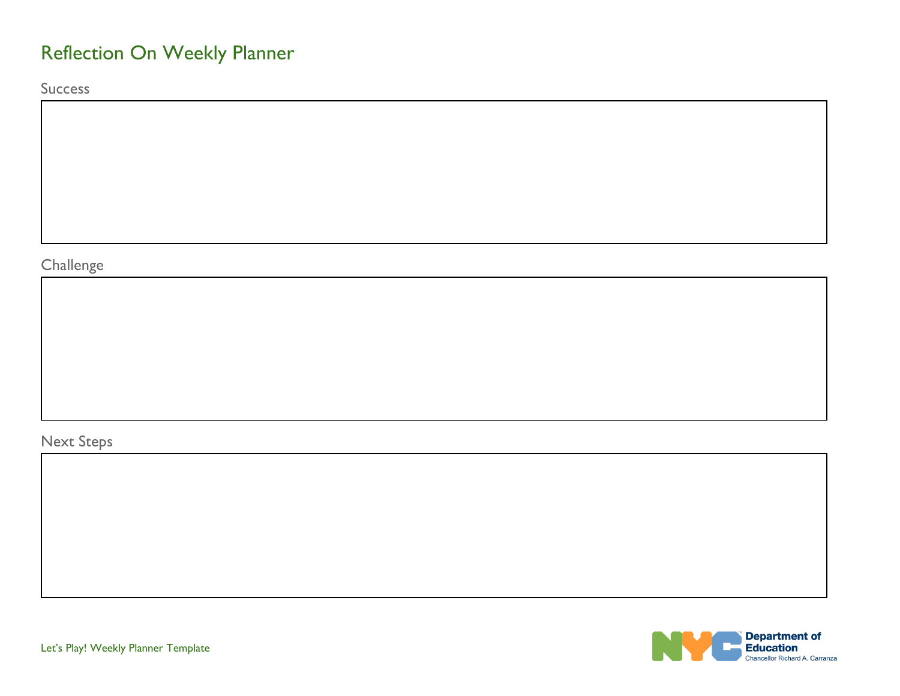# Reflection On Weekly Planner

## Success

## Challenge

## Next Steps